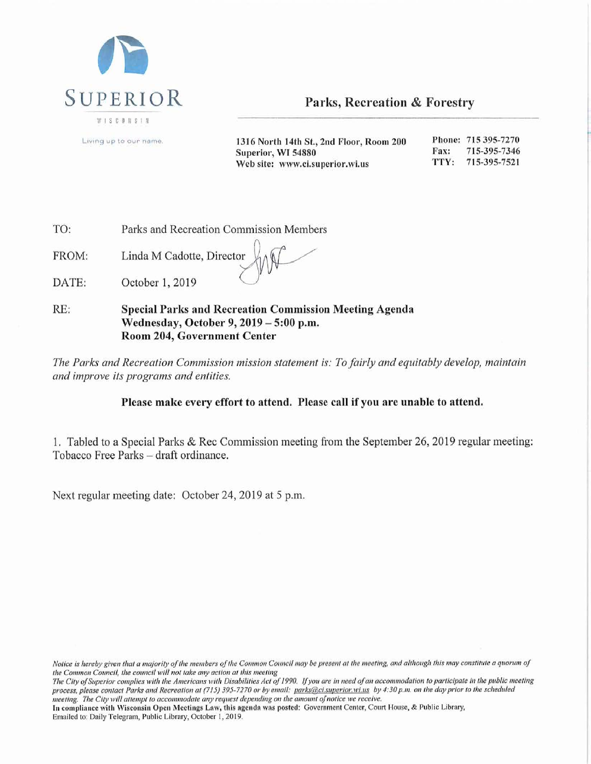SUPERIOR
WISCONSIN

Living up to our name.

## Parks, Recreation & Forestry

1316 North 14th St., 2nd Floor, Room 200
Superior, WI 54880
Web site: www.ci.superior.wi.us

Phone: 715 395-7270
Fax: 715-395-7346
TTY: 715-395-7521

TO: Parks and Recreation Commission Members

FROM: Linda M Cadotte, Director

DATE: October 1, 2019

RE: **Special Parks and Recreation Commission Meeting Agenda**
**Wednesday, October 9, 2019 – 5:00 p.m.**
**Room 204, Government Center**

*The Parks and Recreation Commission mission statement is: To fairly and equitably develop, maintain and improve its programs and entities.*

**Please make every effort to attend. Please call if you are unable to attend.**

1. Tabled to a Special Parks & Rec Commission meeting from the September 26, 2019 regular meeting: Tobacco Free Parks – draft ordinance.

Next regular meeting date: October 24, 2019 at 5 p.m.

*Notice is hereby given that a majority of the members of the Common Council may be present at the meeting, and although this may constitute a quorum of the Common Council, the council will not take any action at this meeting*
*The City of Superior complies with the Americans with Disabilities Act of 1990. If you are in need of an accommodation to participate in the public meeting process, please contact Parks and Recreation at (715) 395-7270 or by email: parks@ci.superior.wi.us by 4:30 p.m. on the day prior to the scheduled meeting. The City will attempt to accommodate any request depending on the amount of notice we receive.*
**In compliance with Wisconsin Open Meetings Law, this agenda was posted:** Government Center, Court House, & Public Library,
Emailed to: Daily Telegram, Public Library, October 1, 2019.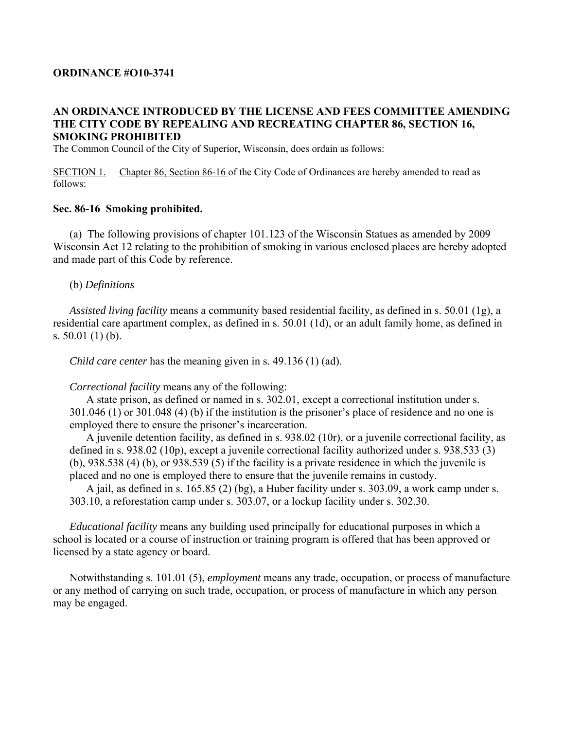**ORDINANCE #O10-3741**

**AN ORDINANCE INTRODUCED BY THE LICENSE AND FEES COMMITTEE AMENDING THE CITY CODE BY REPEALING AND RECREATING CHAPTER 86, SECTION 16, SMOKING PROHIBITED**

The Common Council of the City of Superior, Wisconsin, does ordain as follows:

SECTION 1. Chapter 86, Section 86-16 of the City Code of Ordinances are hereby amended to read as follows:

**Sec. 86-16 Smoking prohibited.**

(a) The following provisions of chapter 101.123 of the Wisconsin Statues as amended by 2009 Wisconsin Act 12 relating to the prohibition of smoking in various enclosed places are hereby adopted and made part of this Code by reference.

(b) *Definitions*

*Assisted living facility* means a community based residential facility, as defined in s. 50.01 (1g), a residential care apartment complex, as defined in s. 50.01 (1d), or an adult family home, as defined in s. 50.01 (1) (b).

*Child care center* has the meaning given in s. 49.136 (1) (ad).

*Correctional facility* means any of the following:

A state prison, as defined or named in s. 302.01, except a correctional institution under s. 301.046 (1) or 301.048 (4) (b) if the institution is the prisoner's place of residence and no one is employed there to ensure the prisoner's incarceration.

A juvenile detention facility, as defined in s. 938.02 (10r), or a juvenile correctional facility, as defined in s. 938.02 (10p), except a juvenile correctional facility authorized under s. 938.533 (3) (b), 938.538 (4) (b), or 938.539 (5) if the facility is a private residence in which the juvenile is placed and no one is employed there to ensure that the juvenile remains in custody.

A jail, as defined in s. 165.85 (2) (bg), a Huber facility under s. 303.09, a work camp under s. 303.10, a reforestation camp under s. 303.07, or a lockup facility under s. 302.30.

*Educational facility* means any building used principally for educational purposes in which a school is located or a course of instruction or training program is offered that has been approved or licensed by a state agency or board.

Notwithstanding s. 101.01 (5), *employment* means any trade, occupation, or process of manufacture or any method of carrying on such trade, occupation, or process of manufacture in which any person may be engaged.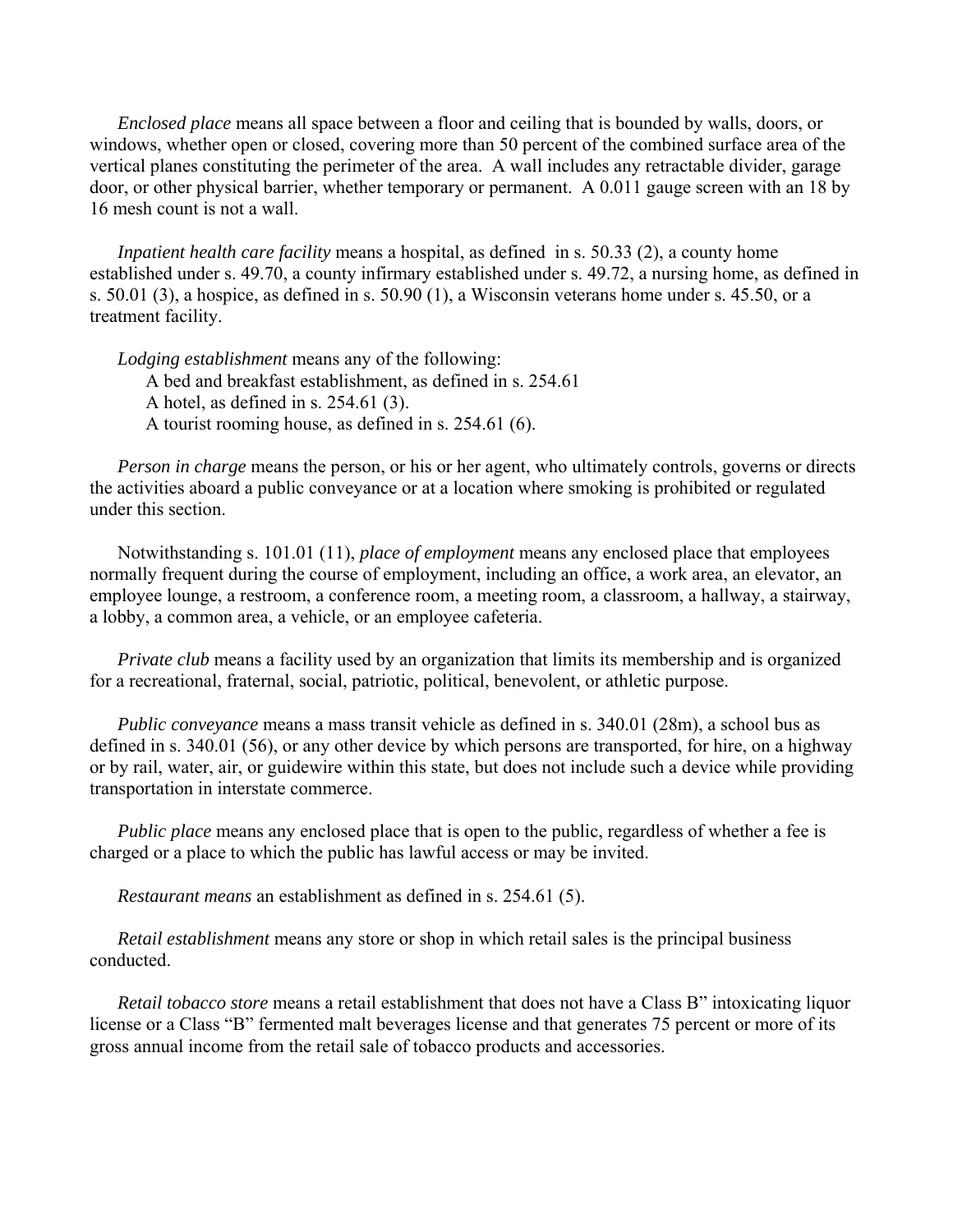*Enclosed place* means all space between a floor and ceiling that is bounded by walls, doors, or windows, whether open or closed, covering more than 50 percent of the combined surface area of the vertical planes constituting the perimeter of the area. A wall includes any retractable divider, garage door, or other physical barrier, whether temporary or permanent. A 0.011 gauge screen with an 18 by 16 mesh count is not a wall.

*Inpatient health care facility* means a hospital, as defined in s. 50.33 (2), a county home established under s. 49.70, a county infirmary established under s. 49.72, a nursing home, as defined in s. 50.01 (3), a hospice, as defined in s. 50.90 (1), a Wisconsin veterans home under s. 45.50, or a treatment facility.

*Lodging establishment* means any of the following:

A bed and breakfast establishment, as defined in s. 254.61
A hotel, as defined in s. 254.61 (3).
A tourist rooming house, as defined in s. 254.61 (6).

*Person in charge* means the person, or his or her agent, who ultimately controls, governs or directs the activities aboard a public conveyance or at a location where smoking is prohibited or regulated under this section.

Notwithstanding s. 101.01 (11), *place of employment* means any enclosed place that employees normally frequent during the course of employment, including an office, a work area, an elevator, an employee lounge, a restroom, a conference room, a meeting room, a classroom, a hallway, a stairway, a lobby, a common area, a vehicle, or an employee cafeteria.

*Private club* means a facility used by an organization that limits its membership and is organized for a recreational, fraternal, social, patriotic, political, benevolent, or athletic purpose.

*Public conveyance* means a mass transit vehicle as defined in s. 340.01 (28m), a school bus as defined in s. 340.01 (56), or any other device by which persons are transported, for hire, on a highway or by rail, water, air, or guidewire within this state, but does not include such a device while providing transportation in interstate commerce.

*Public place* means any enclosed place that is open to the public, regardless of whether a fee is charged or a place to which the public has lawful access or may be invited.

*Restaurant means* an establishment as defined in s. 254.61 (5).

*Retail establishment* means any store or shop in which retail sales is the principal business conducted.

*Retail tobacco store* means a retail establishment that does not have a Class B" intoxicating liquor license or a Class "B" fermented malt beverages license and that generates 75 percent or more of its gross annual income from the retail sale of tobacco products and accessories.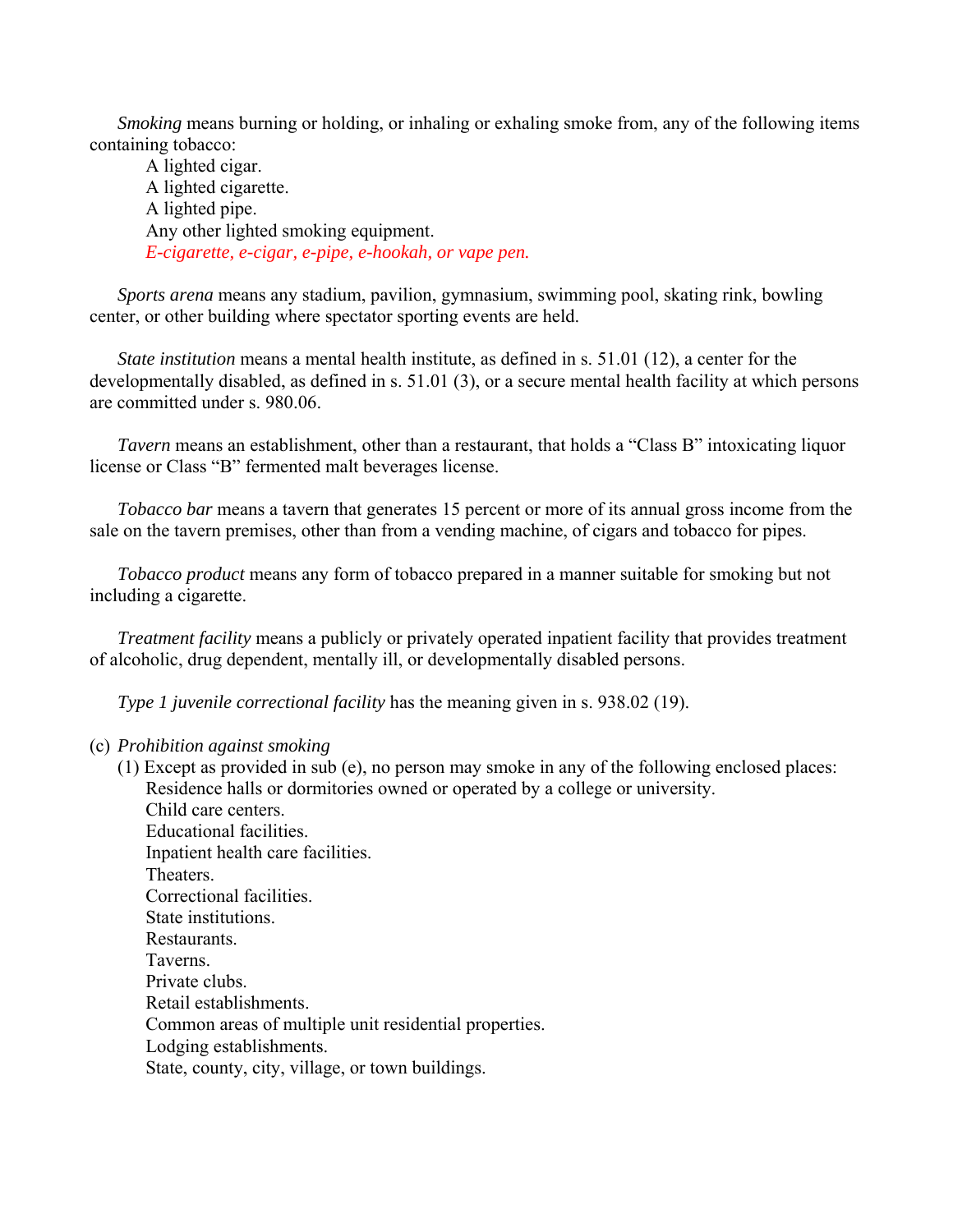*Smoking* means burning or holding, or inhaling or exhaling smoke from, any of the following items containing tobacco:

A lighted cigar.
A lighted cigarette.
A lighted pipe.
Any other lighted smoking equipment.
*E-cigarette, e-cigar, e-pipe, e-hookah, or vape pen.*

*Sports arena* means any stadium, pavilion, gymnasium, swimming pool, skating rink, bowling center, or other building where spectator sporting events are held.

*State institution* means a mental health institute, as defined in s. 51.01 (12), a center for the developmentally disabled, as defined in s. 51.01 (3), or a secure mental health facility at which persons are committed under s. 980.06.

*Tavern* means an establishment, other than a restaurant, that holds a "Class B" intoxicating liquor license or Class "B" fermented malt beverages license.

*Tobacco bar* means a tavern that generates 15 percent or more of its annual gross income from the sale on the tavern premises, other than from a vending machine, of cigars and tobacco for pipes.

*Tobacco product* means any form of tobacco prepared in a manner suitable for smoking but not including a cigarette.

*Treatment facility* means a publicly or privately operated inpatient facility that provides treatment of alcoholic, drug dependent, mentally ill, or developmentally disabled persons.

*Type 1 juvenile correctional facility* has the meaning given in s. 938.02 (19).

(c) *Prohibition against smoking*

(1) Except as provided in sub (e), no person may smoke in any of the following enclosed places:

Residence halls or dormitories owned or operated by a college or university.
Child care centers.
Educational facilities.
Inpatient health care facilities.
Theaters.
Correctional facilities.
State institutions.
Restaurants.
Taverns.
Private clubs.
Retail establishments.
Common areas of multiple unit residential properties.
Lodging establishments.
State, county, city, village, or town buildings.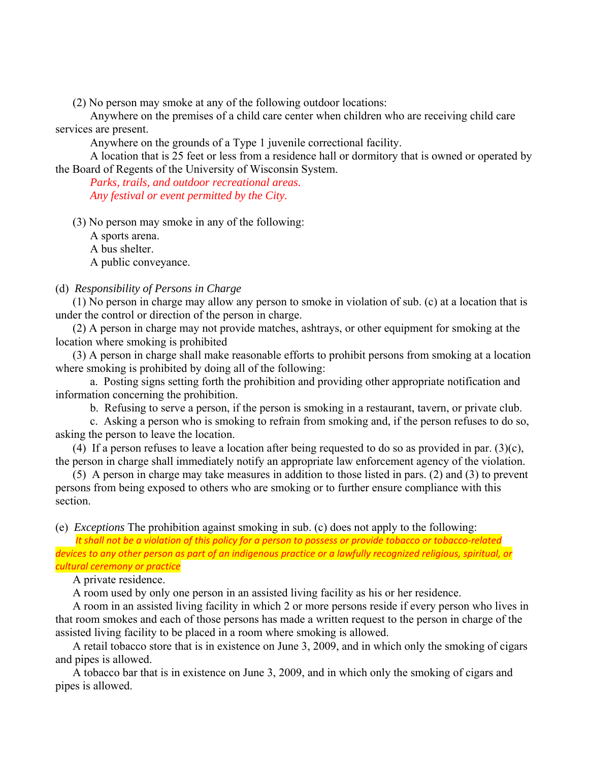(2) No person may smoke at any of the following outdoor locations:

Anywhere on the premises of a child care center when children who are receiving child care services are present.

Anywhere on the grounds of a Type 1 juvenile correctional facility.

A location that is 25 feet or less from a residence hall or dormitory that is owned or operated by the Board of Regents of the University of Wisconsin System.

*Parks, trails, and outdoor recreational areas.*

*Any festival or event permitted by the City.*

(3) No person may smoke in any of the following:

A sports arena.

A bus shelter.

A public conveyance.

(d) *Responsibility of Persons in Charge*

(1) No person in charge may allow any person to smoke in violation of sub. (c) at a location that is under the control or direction of the person in charge.

(2) A person in charge may not provide matches, ashtrays, or other equipment for smoking at the location where smoking is prohibited

(3) A person in charge shall make reasonable efforts to prohibit persons from smoking at a location where smoking is prohibited by doing all of the following:

a. Posting signs setting forth the prohibition and providing other appropriate notification and information concerning the prohibition.

b. Refusing to serve a person, if the person is smoking in a restaurant, tavern, or private club.

c. Asking a person who is smoking to refrain from smoking and, if the person refuses to do so, asking the person to leave the location.

(4) If a person refuses to leave a location after being requested to do so as provided in par. (3)(c), the person in charge shall immediately notify an appropriate law enforcement agency of the violation.

(5) A person in charge may take measures in addition to those listed in pars. (2) and (3) to prevent persons from being exposed to others who are smoking or to further ensure compliance with this section.

(e) *Exceptions* The prohibition against smoking in sub. (c) does not apply to the following:

*It shall not be a violation of this policy for a person to possess or provide tobacco or tobacco-related devices to any other person as part of an indigenous practice or a lawfully recognized religious, spiritual, or cultural ceremony or practice*

A private residence.

A room used by only one person in an assisted living facility as his or her residence.

A room in an assisted living facility in which 2 or more persons reside if every person who lives in that room smokes and each of those persons has made a written request to the person in charge of the assisted living facility to be placed in a room where smoking is allowed.

A retail tobacco store that is in existence on June 3, 2009, and in which only the smoking of cigars and pipes is allowed.

A tobacco bar that is in existence on June 3, 2009, and in which only the smoking of cigars and pipes is allowed.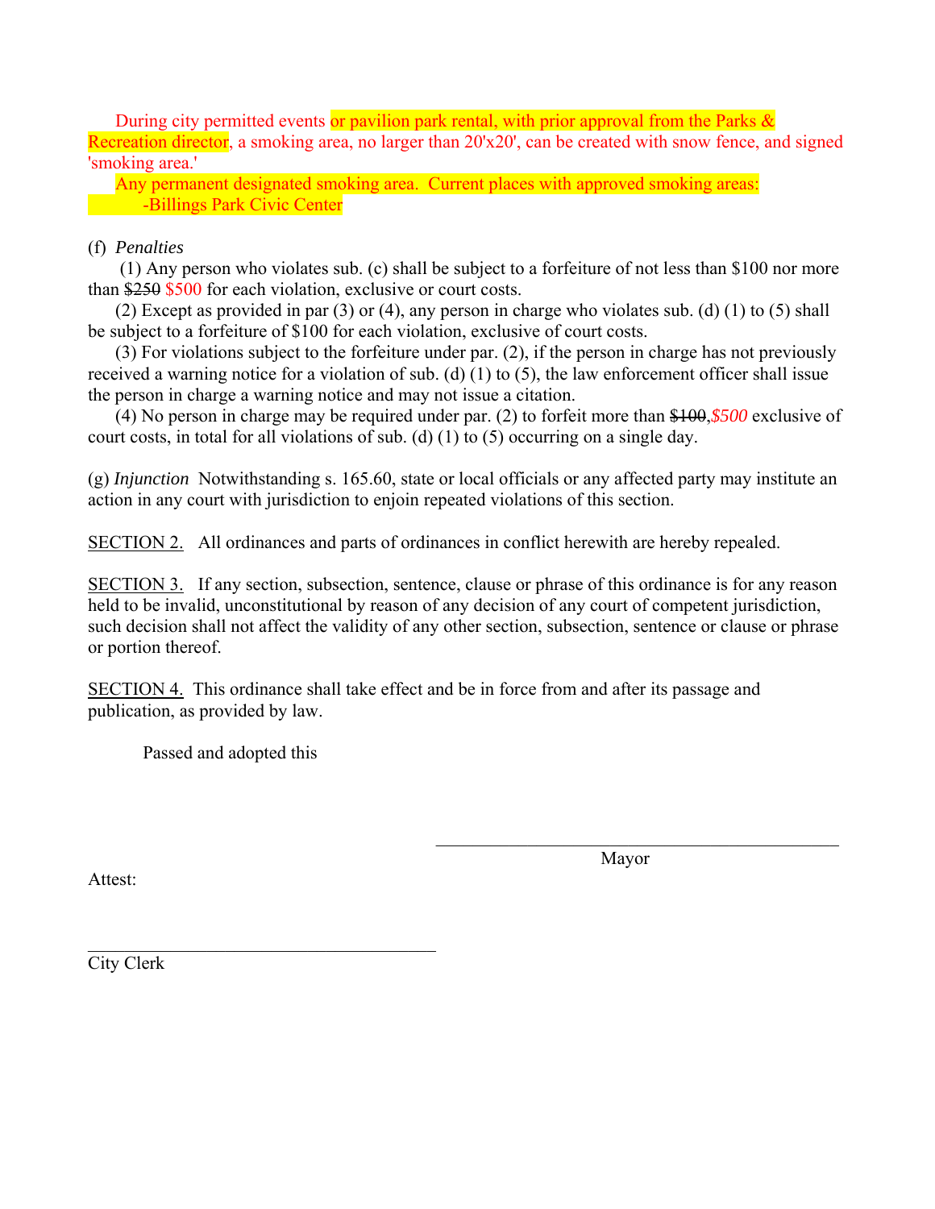During city permitted events or pavilion park rental, with prior approval from the Parks & Recreation director, a smoking area, no larger than 20'x20', can be created with snow fence, and signed 'smoking area.'

Any permanent designated smoking area. Current places with approved smoking areas:

-Billings Park Civic Center

(f) *Penalties*

(1) Any person who violates sub. (c) shall be subject to a forfeiture of not less than $100 nor more than ~~$250~~ $500 for each violation, exclusive or court costs.

(2) Except as provided in par (3) or (4), any person in charge who violates sub. (d) (1) to (5) shall be subject to a forfeiture of $100 for each violation, exclusive of court costs.

(3) For violations subject to the forfeiture under par. (2), if the person in charge has not previously received a warning notice for a violation of sub. (d) (1) to (5), the law enforcement officer shall issue the person in charge a warning notice and may not issue a citation.

(4) No person in charge may be required under par. (2) to forfeit more than ~~$100~~,*$500* exclusive of court costs, in total for all violations of sub. (d) (1) to (5) occurring on a single day.

(g) *Injunction* Notwithstanding s. 165.60, state or local officials or any affected party may institute an action in any court with jurisdiction to enjoin repeated violations of this section.

SECTION 2. All ordinances and parts of ordinances in conflict herewith are hereby repealed.

SECTION 3. If any section, subsection, sentence, clause or phrase of this ordinance is for any reason held to be invalid, unconstitutional by reason of any decision of any court of competent jurisdiction, such decision shall not affect the validity of any other section, subsection, sentence or clause or phrase or portion thereof.

SECTION 4. This ordinance shall take effect and be in force from and after its passage and publication, as provided by law.

Passed and adopted this

\_\_\_\_\_\_\_\_\_\_\_\_\_\_\_\_\_\_\_\_\_\_\_\_\_\_\_\_\_\_\_\_\_\_\_\_\_\_\_\_
Mayor

Attest:

\_\_\_\_\_\_\_\_\_\_\_\_\_\_\_\_\_\_\_\_\_\_\_\_\_\_\_\_\_\_\_\_\_\_\_\_\_\_\_\_
City Clerk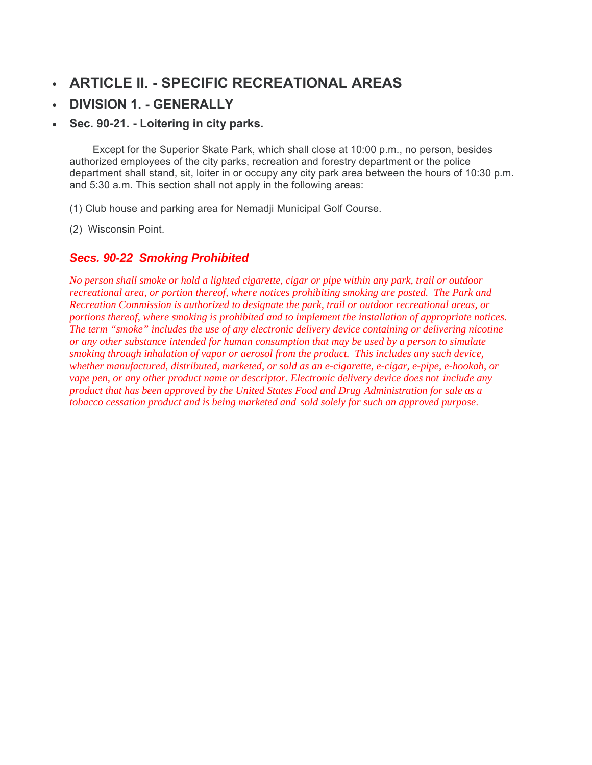- ## ARTICLE II. - SPECIFIC RECREATIONAL AREAS
- ## DIVISION 1. - GENERALLY
- ### Sec. 90-21. - Loitering in city parks.

Except for the Superior Skate Park, which shall close at 10:00 p.m., no person, besides authorized employees of the city parks, recreation and forestry department or the police department shall stand, sit, loiter in or occupy any city park area between the hours of 10:30 p.m. and 5:30 a.m. This section shall not apply in the following areas:

(1) Club house and parking area for Nemadji Municipal Golf Course.

(2) Wisconsin Point.

### *Secs. 90-22 Smoking Prohibited*

*No person shall smoke or hold a lighted cigarette, cigar or pipe within any park, trail or outdoor recreational area, or portion thereof, where notices prohibiting smoking are posted. The Park and Recreation Commission is authorized to designate the park, trail or outdoor recreational areas, or portions thereof, where smoking is prohibited and to implement the installation of appropriate notices. The term "smoke" includes the use of any electronic delivery device containing or delivering nicotine or any other substance intended for human consumption that may be used by a person to simulate smoking through inhalation of vapor or aerosol from the product. This includes any such device, whether manufactured, distributed, marketed, or sold as an e-cigarette, e-cigar, e-pipe, e-hookah, or vape pen, or any other product name or descriptor. Electronic delivery device does not include any product that has been approved by the United States Food and Drug Administration for sale as a tobacco cessation product and is being marketed and sold solely for such an approved purpose.*